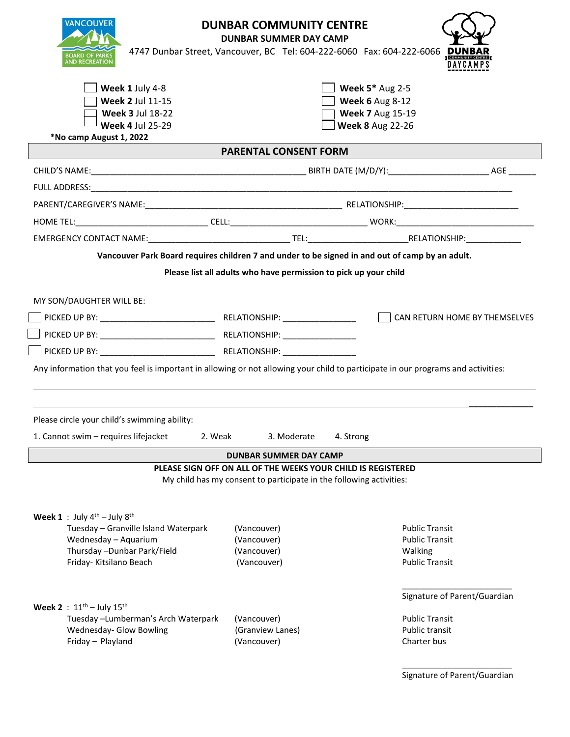# DUNBAR COMMUNITY CENTRE

**DUNBAR SUMMER DAY CAMP**

4747 Dunbar Street, Vancouver, BC Tel: 604-222-6060 Fax: 604-222-6066

☐ **Week 1** July 4-8
☐ **Week 2** Jul 11-15
☐ **Week 3** Jul 18-22
☐ **Week 4** Jul 25-29

☐ **Week 5*** Aug 2-5
☐ **Week 6** Aug 8-12
☐ **Week 7** Aug 15-19
☐ **Week 8** Aug 22-26

**\*No camp August 1, 2022**

## PARENTAL CONSENT FORM

CHILD'S NAME:_____________________________________________ BIRTH DATE (M/D/Y):_____________________ AGE ______

FULL ADDRESS:_____________________________________________________________________________________________

PARENT/CAREGIVER'S NAME:_________________________________________ RELATIONSHIP:________________________

HOME TEL:____________________________ CELL:_____________________________ WORK:______________________________

EMERGENCY CONTACT NAME:______________________________ TEL:_____________________RELATIONSHIP:____________

**Vancouver Park Board requires children 7 and under to be signed in and out of camp by an adult.**

**Please list all adults who have permission to pick up your child**

MY SON/DAUGHTER WILL BE:

☐ PICKED UP BY: ________________________ RELATIONSHIP: ________________ ☐ CAN RETURN HOME BY THEMSELVES

☐ PICKED UP BY: ________________________ RELATIONSHIP: ________________

☐ PICKED UP BY: ________________________ RELATIONSHIP: ________________

Any information that you feel is important in allowing or not allowing your child to participate in our programs and activities:

_____________________________________________________________________________________________________

_____________________________________________________________________________________________________

Please circle your child's swimming ability:

1. Cannot swim – requires lifejacket 2. Weak 3. Moderate 4. Strong

## DUNBAR SUMMER DAY CAMP

**PLEASE SIGN OFF ON ALL OF THE WEEKS YOUR CHILD IS REGISTERED**

My child has my consent to participate in the following activities:

**Week 1** : July 4th – July 8th

| Activity | Location | Transportation |
|---|---|---|
| Tuesday – Granville Island Waterpark | (Vancouver) | Public Transit |
| Wednesday – Aquarium | (Vancouver) | Public Transit |
| Thursday –Dunbar Park/Field | (Vancouver) | Walking |
| Friday- Kitsilano Beach | (Vancouver) | Public Transit |

________________________
Signature of Parent/Guardian

**Week 2** : 11th – July 15th

| Activity | Location | Transportation |
|---|---|---|
| Tuesday –Lumberman's Arch Waterpark | (Vancouver) | Public Transit |
| Wednesday- Glow Bowling | (Granview Lanes) | Public transit |
| Friday – Playland | (Vancouver) | Charter bus |

________________________
Signature of Parent/Guardian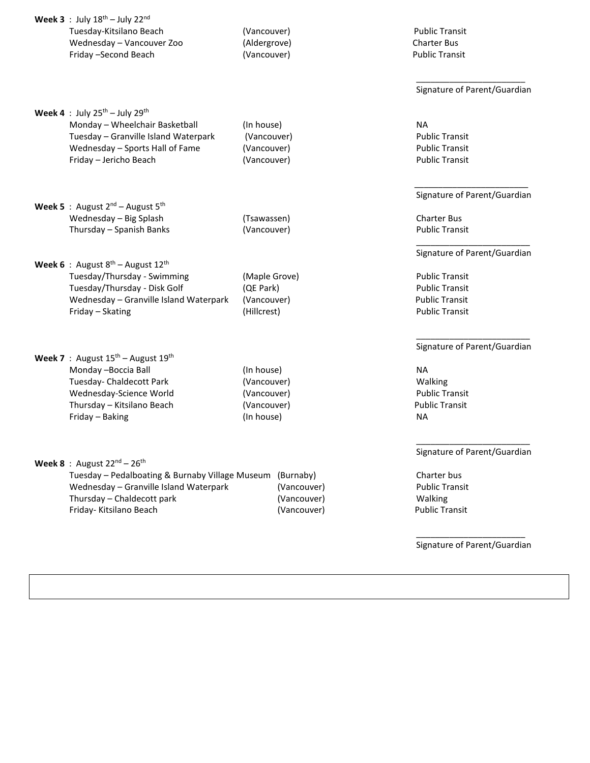**Week 3** : July 18th – July 22nd

| | | |
|---|---|---|
| Tuesday-Kitsilano Beach | (Vancouver) | Public Transit |
| Wednesday – Vancouver Zoo | (Aldergrove) | Charter Bus |
| Friday –Second Beach | (Vancouver) | Public Transit |

_______________________
Signature of Parent/Guardian

**Week 4** : July 25th – July 29th

| | | |
|---|---|---|
| Monday – Wheelchair Basketball | (In house) | NA |
| Tuesday – Granville Island Waterpark | (Vancouver) | Public Transit |
| Wednesday – Sports Hall of Fame | (Vancouver) | Public Transit |
| Friday – Jericho Beach | (Vancouver) | Public Transit |

_______________________
Signature of Parent/Guardian

**Week 5** : August 2nd – August 5th

| | | |
|---|---|---|
| Wednesday – Big Splash | (Tsawassen) | Charter Bus |
| Thursday – Spanish Banks | (Vancouver) | Public Transit |

_______________________
Signature of Parent/Guardian

**Week 6** : August 8th – August 12th

| | | |
|---|---|---|
| Tuesday/Thursday - Swimming | (Maple Grove) | Public Transit |
| Tuesday/Thursday - Disk Golf | (QE Park) | Public Transit |
| Wednesday – Granville Island Waterpark | (Vancouver) | Public Transit |
| Friday – Skating | (Hillcrest) | Public Transit |

_______________________
Signature of Parent/Guardian

**Week 7** : August 15th – August 19th

| | | |
|---|---|---|
| Monday –Boccia Ball | (In house) | NA |
| Tuesday- Chaldecott Park | (Vancouver) | Walking |
| Wednesday-Science World | (Vancouver) | Public Transit |
| Thursday – Kitsilano Beach | (Vancouver) | Public Transit |
| Friday – Baking | (In house) | NA |

_______________________
Signature of Parent/Guardian

**Week 8** : August 22nd – 26th

| | | |
|---|---|---|
| Tuesday – Pedalboating & Burnaby Village Museum | (Burnaby) | Charter bus |
| Wednesday – Granville Island Waterpark | (Vancouver) | Public Transit |
| Thursday – Chaldecott park | (Vancouver) | Walking |
| Friday- Kitsilano Beach | (Vancouver) | Public Transit |

_______________________
Signature of Parent/Guardian